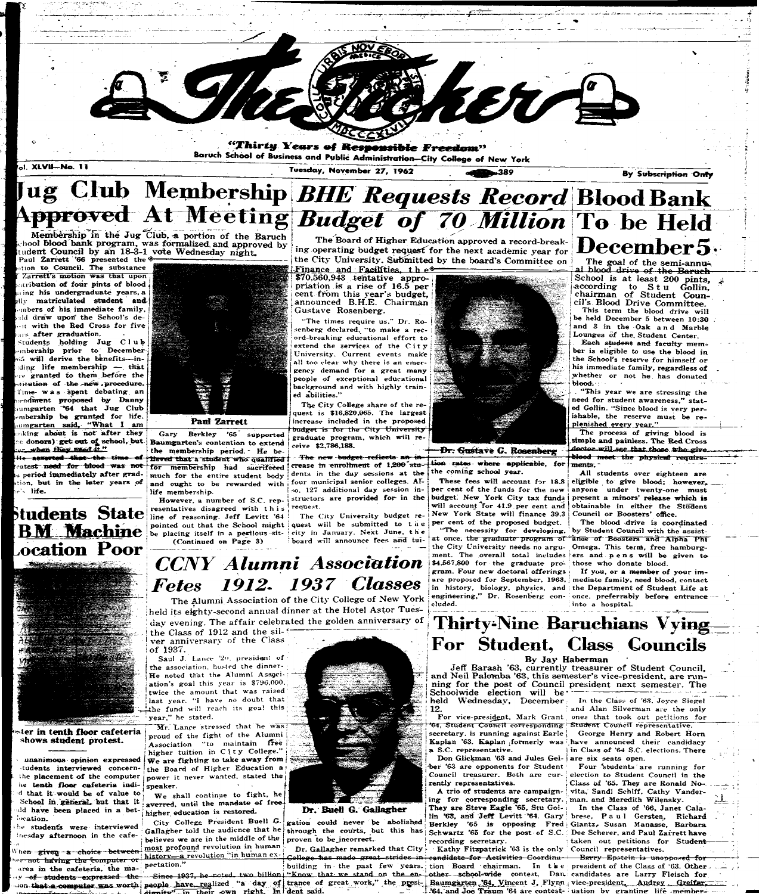# The Ticker

**"Thirty Years of Responsible Freedom"**

Baruch School of Business and Public Administration—City College of New York

Vol. XLVII—No. 11 | Tuesday, November 27, 1962 | 389 | By Subscription Only

## Jug Club Membership Approved At Meeting

Membership in the Jug Club, a portion of the Baruch School blood bank program, was formalized and approved by Student Council by an 18-3-1 vote Wednesday night.

Paul Zarrett '66 presented the motion to Council. The substance of Zarrett's motion was that upon contribution of four pints of blood during his undergraduate years, a fully matriculated student and members of his immediate family, could draw upon the School's deposit with the Red Cross for five years after graduation.

Students holding Jug Club membership prior to December 1965 will derive the benefits—including life membership — that were granted to them before the institution of the new procedure.

Time was spent debating an amendment proposed by Danny Baumgarten '64 that Jug Club membership be granted for life. Baumgarten said, "What I am thinking about is not after they (the donors) get out of school, but ... when they need it."

He assured that the time of greatest need for blood was not the period immediately after graduation, but in the later years of one's life.

Paul Zarrett

Gary Berkley '65 supported Baumgarten's contention to extend the membership period. He believed that a student who qualified for membership had sacrificed much for the entire student body and ought to be rewarded with life membership.

However, a number of S.C. representatives disagreed with this line of reasoning. Jeff Levitt '64 pointed out that the School might be placing itself in a perilous situation.

(Continued on Page 3)

## Students State IBM Machine Location Poor

...ster in tenth floor cafeteria shows student protest.

...unanimous opinion expressed ...students interviewed concern... the placement of the computer ...he tenth floor cafeteria indi... ...d that it would be of value to School in general, but that it ...ld have been placed in a bet... location.

The students were interviewed Tuesday afternoon in the cafe...

When given a choice between ...not having the computer or ...area in the cafeteria, the ma... ...of students expressed the ...ion that a computer was worth...

## BHE Requests Record Budget of 70 Million

The Board of Higher Education approved a record-breaking operating budget request for the next academic year for the City University. Submitted by the board's Committee on Finance and Facilities, the $70,560,943 tentative appropriation is a rise of 16.5 per cent from this year's budget, announced B.H.E. Chairman Gustave Rosenberg.

"The times require us," Dr. Rosenberg declared, "to make a record-breaking educational effort to extend the services of the City University. Current events make all too clear why there is an emergency demand for a great many people of exceptional educational background and with highly trained abilities."

The City College share of the request is $16,820,065. The largest increase included in the proposed budget is for the City University graduate program, which will receive $2,786,188.

The new budget reflects an increase in enrollment of 1,200 students in the day sessions at the four municipal senior colleges. Also, 127 additional day session instructors are provided for in the request.

The City University budget request will be submitted to the city in January. Next June, the board will announce fees and tuition rates where applicable, for the coming school year.

Dr. Gustave G. Rosenberg

These fees will account for 18.8 per cent of the funds for the new budget. New York City tax funds will account for 41.9 per cent and New York State will finance 39.3 per cent of the proposed budget.

"The necessity for developing, at once, the graduate program of the City University needs no argument. The overall total includes $4,567,800 for the graduate program. Four new doctoral offerings are proposed for September, 1963, in history, biology, physics, and engineering," Dr. Rosenberg concluded.

## Blood Bank To be Held December 5

The goal of the semi-annual blood drive of the Baruch School is at least 200 pints, according to Stu Gollin, chairman of Student Council's Blood Drive Committee.

This term the blood drive will be held December 5 between 10:30 and 3 in the Oak and Marble Lounges of the Student Center.

Each student and faculty member is eligible to use the blood in the School's reserve for himself or his immediate family, regardless of whether or not he has donated blood.

"This year we are stressing the need for student awareness," stated Gollin. "Since blood is very perishable, the reserve must be replenished every year."

The process of giving blood is simple and painless. The Red Cross doctor will see that those who give blood meet the physical requirements.

All students over eighteen are eligible to give blood; however, anyone under twenty-one must present a minors' release which is obtainable in either the Student Council or Boosters' office.

The blood drive is coordinated by Student Council with the assistance of Boosters and Alpha Phi Omega. This term, free hamburgers and pens will be given to those who donate blood.

If you, or a member of your immediate family, need blood, contact the Department of Student Life at once, preferrably before entrance into a hospital.

## CCNY Alumni Association Fetes 1912, 1937 Classes

The Alumni Association of the City College of New York held its eighty-second annual dinner at the Hotel Astor Tuesday evening. The affair celebrated the golden anniversary of the Class of 1912 and the silver anniversary of the Class of 1937.

Saul J. Lance '20, president of the association, hosted the dinner. He noted that the Alumni Association's goal this year is $796,000, twice the amount that was raised last year. "I have no doubt that the fund will reach its goal this year," he stated.

Mr. Lance stressed that he was proud of the fight of the Alumni Association "to maintain free higher tuition in City College." We are fighting to take away from the Board of Higher Education a power it never wanted, stated the speaker.

We shall continue to fight, he averred, until the mandate of free higher education is restored.

City College President Buell G. Gallagher told the audience that he believes we are in the middle of the most profound revolution in human history—a revolution "in human expectation."

Since 1937, he noted, two billion people have realized "a day of dignity" in their own right. In...

Dr. Buell G. Gallagher

...gation could never be abolished through the courts, but this has proven to be incorrect.

Dr. Gallagher remarked that City College has made great strides in building in the past few years. "Know that we stand on the entrance of great work," the president said.

## Thirty-Nine Baruchians Vying For Student, Class Councils

**By Jay Haberman**

Jeff Barash '63, currently treasurer of Student Council, and Neil Palomba '63, this semester's vice-president, are running for the post of Council president next semester. The Schoolwide election will be held Wednesday, December 12.

For vice-president, Mark Grant '64, Student Council corresponding secretary, is running against Earle Kaplan '63. Kaplan formerly was a S.C. representative.

Don Glickman '63 and Jules Gelber '63 are opponents for Student Council treasurer. Both are currently representatives.

A trio of students are campaigning for corresponding secretary. They are Steve Eagle '65, Stu Gollin '63, and Jeff Levitt '64. Gary Berkley '65 is opposing Fred Schwartz '65 for the post of S.C. recording secretary.

Kathy Fitzpatrick '63 is the only candidate for Activities Coordination Board chairman. In the other school-wide contest, Dan Baumgarten '64, Vincent J. Flynn '64, and Joe Traum '64 are contest...

In the Class of '63, Joyce Siegel and Alan Silverman are the only ones that took out petitions for Student Council representative.

George Henry and Robert Horn have announced their candidacy in Class of '64 S.C. elections. There are six seats open.

Four students are running for election to Student Council in the Class of '65. They are Ronald Novita, Sandi Schiff, Cathy Vanderman, and Meredith Wilensky.

In the Class of '66, Janet Calabrese, Paul Gersten, Richard Glantz, Susan Manasse, Barbara Dee Scherer, and Paul Zarrett have taken out petitions for Student Council representatives.

Barry Epstein is unopposed for president of the Class of '63. Other candidates are Larry Fleisch for vice-president, Audrey Greifer, ...uation by granting life member...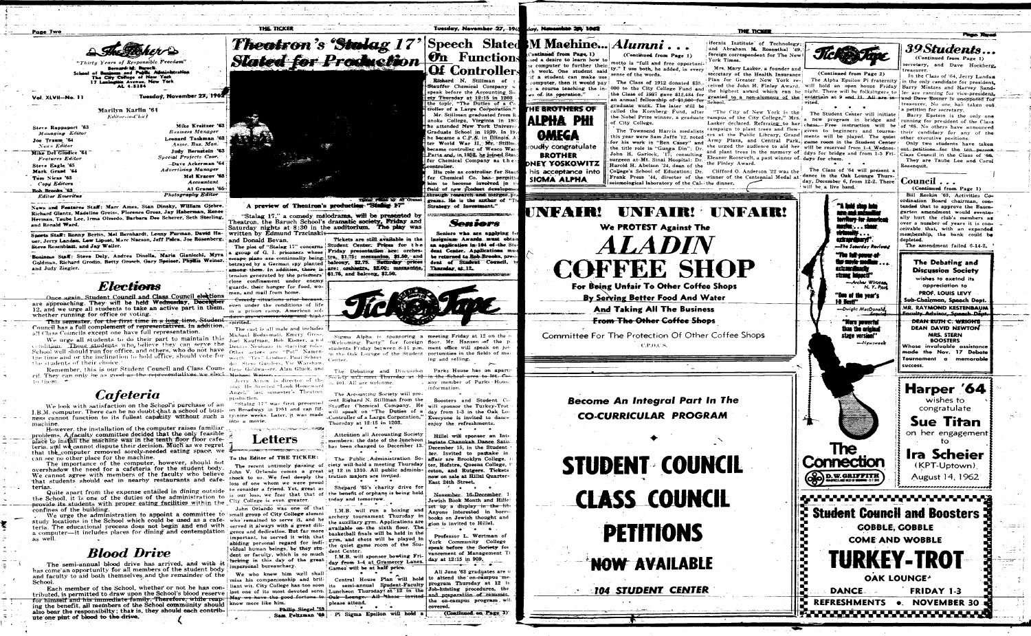**The Ticker**

"Thirty Years of Responsible Freedom"

Bernard M. Baruch
School of Business and Public Administration
The City College of New York
17 Lexington Avenue, New York
AL 4-3384

Vol. XLVII—No. 11 — Tuesday, November 27, 1962

Marilyn Karlin '61
*Editor-in-Chief*

| | |
|---|---|
| Steve Rappaport '63 *Managing Editor* | Mike Kreitzer '63 *Business Manager* |
| Joe Traum '64 *News Editor* | Leonard Tashman '63 *Assoc. Bus. Man.* |
| Mike Del Giudice '64 *Features Editor* | Judy Bernstein '63 *Special Projects Coor.* |
| Steve Eagle '65 | Dave Ackerman '64 *Advertising Manager* |
| Mark Grant '64 | Mel Kraeer '63 *Accountant* |
| Tom Nicas '65 *Copy Editors* | Al Granet '65 *Photography Editor* |
| Bob Brooks '63 *Editor Emeritus* | |

News and Features Staff: Marc Ames, Stan Dinsky, William Gjebre, Richard Glantz, Madeline Greiss, Florence Gross, Jay Haberman, Renee Herman, Taube Lee, Irma Olmedo, Barbara Dee Scherer, Seth Sterling, and Ronald Ward.

Sports Staff: Ronny Berlin, Mel Bernhardt, Lenny Furman, David Hauer, Jerry Landau, Lew Lipset, Marc Nacson, Jeff Palca, Joe Rosenberg, Steve Rosenblatt, and Jay Weller.

Business Staff: Steve Doly, Andrea Dinella, Maria Gianicchi, Myra Goldman, Richard Grodin, Betty Grosch, Gary Speiser, Phyllis Weiner, and Judy Ziegler.

## Elections

Once again, Student Council and Class Council elections are approaching. They will be held Wednesday, December 12, and we urge all students to take an active part in them, whether running for office or voting.

This semester, for the first time in a long time, Student Council has a full complement of representatives. In addition, all Class Councils except one have full representation.

We urge all students to do their part to maintain this condition. Those students who believe they can serve the School well should run for office, and others, who do not have the time and or the inclination to hold office, should vote for the students of their choice.

Remember, this is our Student Council and Class Council. They can only be as good as the representatives we elect to them.

## Cafeteria

We look with satisfaction on the School's purchase of an I.B.M. computer. There can be no doubt that a school of business cannot function to its fullest capacity without such a machine.

However, the installation of the computer raises familiar problems. A faculty committee decided that the only feasible place to install the machine was in the tenth floor faculty cafeteria, and we cannot dispute their decision. Much as we regret that the computer removed sorely-needed eating space, we can see no other place for the machine.

The importance of the computer, however, should not overshadow the need for a cafeteria for the student body. We cannot agree with members of the faculty who believe that students should eat in nearby restaurants and cafeterias.

Quite apart from the expense entailed in dining outside the School, it is one of the duties of the administration to provide its students with proper eating facilities within the confines of the building.

We urge the administration to appoint a committee to study locations in the School which could be used as a cafeteria. The educational process does not begin and end with a computer—it includes places for dining and contemplation as well.

## Blood Drive

The semi-annual blood drive has arrived, and with it has come an opportunity for all members of the student body and faculty to aid both themselves and the remainder of the School.

Each member of the School, whether or not he has contributed, is permitted to draw upon the School's blood reserve for himself and his immediate family. Therefore, while reaping the benefit, all members of the School community should also bear the responsibility; that is, they should each contribute one pint of blood to the drive.

## Theatron's 'Stalag 17' Slated for Production

A preview of Theatron's production "Stalag 17"

"Stalag 17," a comedy melodrama, will be presented by Theatron, the Baruch School's dramatic society, Friday and Saturday nights at 8:30 in the auditorium. The play was written by Edmund Trzcinski and Donald Bevan.

The plot of "Stalag 17" concerns a group of G. I. prisoners whose escape plans are continually being betrayed by a German spy planted among them. In addition, there is tension generated by the prisoners' close confinement under enemy guards, their hunger for food, women, and mail from home.

Comedy situations arise because, even under the conditions of life in a prison camp, American soldiers manage to keep their high spirits.

The cast is all male and includes Michael Bodkowski, Emery Gross, Joel Kaufman, Bob Eisner, and Dennis Neuman in starring roles. Other actors are "Pat" Namensworth, "Tex" Lindner, Paul Schneider, Steve Goldberg, Vic Wurzburg, Gene Goldwasser, Alan Glück, and Michael Weiner.

Jerry Arrow is director of the play. He directed "Look Homeward Angel," last semester's Theatron production.

"Stalag 17" was first presented on Broadway in 1951 and ran fifty-nine weeks. Later, it was made into a movie.

Tickets are still available in the Student Center. Prices for the Friday presentation are: orchestra, $1.75; mezzanine, $1.50, and balcony, $2.75. Saturday prices are: orchestra, $2.00; mezzanine, $1.75, and balcony, $1.50.

## Letters

To the Editor of THE TICKER:

The recent untimely passing of John V. Orlando comes a great shock to us. We feel deeply the loss of one whom we were proud to consider a friend. Yet, great as is our loss, we fear that that of City College is even greater.

John Orlando was one of that small group of City College alumni who remained to serve it, and he served it always with a great diligence and dedication. But far more important, he served it with that abiding personal regard for individual human beings, be they student or faculty, which is so much lacking in this day of the great impersonal bureaucracy.

We who knew him well shall miss his companionship and brilliant wit. City College has too soon lost one of its most devoted sons. May we have the good fortune to know more like him.

Philip Siegel '59
Sam Feltzman '60

## Speech Slated On Functions Of Controllers

Richard N. Stillman of Stauffer Chemical Company will speak before the Accounting Society Thursday at 12:15 in 1203 on the topic, "The Duties of a Controller of a Large Corporation."

Mr. Stillman graduated from Roanoke College, Virginia in 19... He attended New York University Graduate School in 1939. In 19... he became a C.P.A. in Illinois. After World War II, Mr. Stillman became controller of Wesco Waterpaints and in 1952, he joined Stauffer Chemical Company as the controller.

His role as controller for Stauffer Chemical Co. has permitted him to become involved in the field of new product development through research and mergers programs. He is the author of "The Strategy of Investment."

## Seniors

Seniors who are applying for Lexington Awards must obtain an application in 104 of the Student Center. Applications must be returned to Bob Brooks, president of Student Council, by Thursday at 12.

Sigma Alpha is sponsoring a "Welcoming Party" for foreign students Friday between 8-11 p.m. in the Oak Lounge of the Student Center.

* * *

The Debating and Discussion Society will meet Thursday at 12 in 301. All are welcome.

* * *

The Accounting Society will present Richard N. Stillman from the Stauffer Chemical Company. He will speak on "The Duties of a Controller of a Large Corporation," Thursday at 12:15 in 1203.

* * *

Attention all Accounting Society members: the date of the luncheon has been changed to December 13.

* * *

The Public Administration Society will hold a meeting Thursday at 12 in 1310. All public administration majors are invited.

* * *

Shepard '65's charity drive for the benefit of orphans is being held today and tomorrow.

* * *

I.M.B. will run a boxing and archery tournament Thursday in the auxiliary gym. Applications are available on the sixth floor. The basketball finals will be held in the gym, and chess will be played in the quiet game room of the Student Center.

* * *

I.M.B. will sponsor bowling Friday from 1-4 at Gramercy Lanes. Games will be at half price.

* * *

Central House Plan will hold its semi-annual Student-Faculty Luncheon Thursday at 12 in the Oak Lounge. All those invited please attend.

* * *

Pi Sigma Epsilon will hold a meeting Friday at 12 on the ... floor. Mr. Hansen of the placement office will speak on job opportunities in the fields of marketing and selling.

* * *

Parks House has an apartment in the School open to ... any member of Parks House ... information.

* * *

Boosters and Student Council will sponsor the Turkey-Trot day from 1-3 in the Oak Lounge. Everyone is invited to dance and enjoy the refreshments.

* * *

Hillel will sponsor an Intercollegiate Chanukah Dance Saturday, December 15, in the Student Center. Invited to partake in the affair are Brooklyn College, Hunter, Hofstra, Queens College, Pace, and Rutgers. Tickets are now on sale at Hillel Quarters, 144 East 24th Street.

* * *

November 15-December 15 is Jewish Book Month and Hillel has set up a display in the library. Anyone interested in borrowing books on Jewish thought and religion is invited to Hillel.

* * *

Professor L. Wertman of New York Community College will speak before the Society for Advancement of Management Thursday at 12:15 in 909.

* * *

All June '63 graduates are urged to attend the on-campus recruitment program Thursday at 12 in ... Job-hunting procedures, the ... and preparation of resumes, the on-campus program will be covered.

## I.B.M. Machine...

(Continued from Page 1)

...sed a desire to learn how to ... computer to further their ... work. One student said ... if a student can make use ... computer, then it would pay ... a course teaching the in... of its operation."

## Alumni...

(Continued from Page 1)

motto is "full and free opportunity." I use both, he added, in every sense of the words.

The Class of 1912 donated $35,000 to the City College Fund and the Class of 1937 gave $12,434 for an annual fellowship of $1,000 for graduate work. The latter will be called the Kornberg Fund, after the Nobel Prize winner, a graduate of City College.

The Townsend Harris medalists this year were Sam Jaffe '12, noted for his work in "Ben Casey" and the title role in "Gunga Din"; Dr. John H. Garlock, '17, consulting surgeon at Mt. Sinai Hospital; Dr. Harold H. Abelson '24, dean of the College's School of Education; Dr. Frank Press '44, director of the seismological laboratory of the California Institute of Technology; and Abraham M. Rosenthal '49, foreign correspondent for The New York Times.

Mrs. Mary Lasker, a founder and secretary of the Health Insurance Plan for Greater New York received the John H. Finley Award, the highest award which can be granted to a non-alumnus of the School.

"The City of New York is the campus of the City College," Mrs. Lasker declared. Referring to her campaign to plant trees and flowers at the Public Library, Grand Army Plaza, and Central Park, she urged the audience to aid her and plant trees in the memory of Eleanor Roosevelt, a past winner of the Finley Award.

Clifford O. Anderson '22 was the winner of the Centennial Medal at the dinner.

**THE BROTHERS OF ALPHA PHI OMEGA**
proudly congratulate
**BROTHER SIDNEY YOSKOWITZ**
on his acceptance into
**SIGMA ALPHA**

# UNFAIR! UNFAIR! UNFAIR!

**We PROTEST Against The**

# ALADIN COFFEE SHOP

**For Being Unfair To Other Coffee Shops By Serving Better Food And Water And Taking All The Business From The Other Coffee Shops**

Committee For The Protection Of Other Coffee Shops
C.P.O.C.S.

*Become An Integral Part In The CO-CURRICULAR PROGRAM*

# STUDENT COUNCIL CLASS COUNCIL PETITIONS NOW AVAILABLE

**104 STUDENT CENTER**

## Tick Tape

(Continued from Page 2)

The Alpha Epsilon Pi fraternity will hold an open house Friday night. There will be folksingers to entertain at 9 and 11. All are invited.

The Student Center will initiate a new program in bridge and chess. Free instruction will be given to beginners and tournaments will be played. The quiet game room in the Student Center will be reserved from 1-4 Wednesdays for bridge and from 1-3 Fridays for chess.

The Class of '64 will present a dance in the Oak Lounge Thursday, December 6, from 12-2. There will be a live band.

"A hold step into new and unknown territory for American movies... sheer virtuosity... extraordinary!" —*The Saturday Review*

"The full power of the movie medium... extraordinarily strong impact!" —*Archer Winsten, N. Y. Post*

"One of the year's 10 Best!" —*Dwight MacDonald*

"More powerful than the original stage version!" —*Newsweek*

**The Connection**
D. W. GRIFFITH

## 39 Students...

(Continued from Page 1)

secretary, and Dave Hockberg, treasurer.

In the Class of '64, Jerry Landau is the only candidate for president, Barry Mintzes and Harvey Sandler are running for vice-president, and Dave Rosner is unopposed for treasurer. No one has taken out a petition for secretary.

Barry Epstein is the only one running for president of the Class of '66. No others have announced their candidacy for any of the other executive positions.

Only two students have taken out petitions for the ten-person Class Council in the Class of '66. They are Taube Lee and Carol Rosenquit.

## Council...

(Continued from Page 1)

Bill Roskin '63, Activities Coordination Board chairman, contended that to approve the Baumgarten amendment would eventually hurt the club's members as over a number of years it is conceivable that, with an expanded membership, the bank could be depleted.

The amendment failed 6-14-2.

**The Debating and Discussion Society**
wishes to extend its appreciation to
PROF. LOUIS LEVY Sub-Chairman, Speech Dept.
MR. RAYMOND KESTENBAUM Faculty Advisor, Speech Dept.
DEAN RUTH C. WRIGHT
DEAN DAVID NEWTON
MRS. STERN
BOOSTERS
Whose invaluable assistance made the Nov. 17 Debate Tournament a memorable success.

**Harper '64**
wishes to congratulate
**Sue Titan**
on her engagement to
**Ira Scheier**
(KPT-Uptown)
August 14, 1962

**Student Council and Boosters**
GOBBLE, GOBBLE
COME AND WOBBLE
# TURKEY-TROT
OAK LOUNGE
DANCE • FRIDAY 1-3
REFRESHMENTS • NOVEMBER 30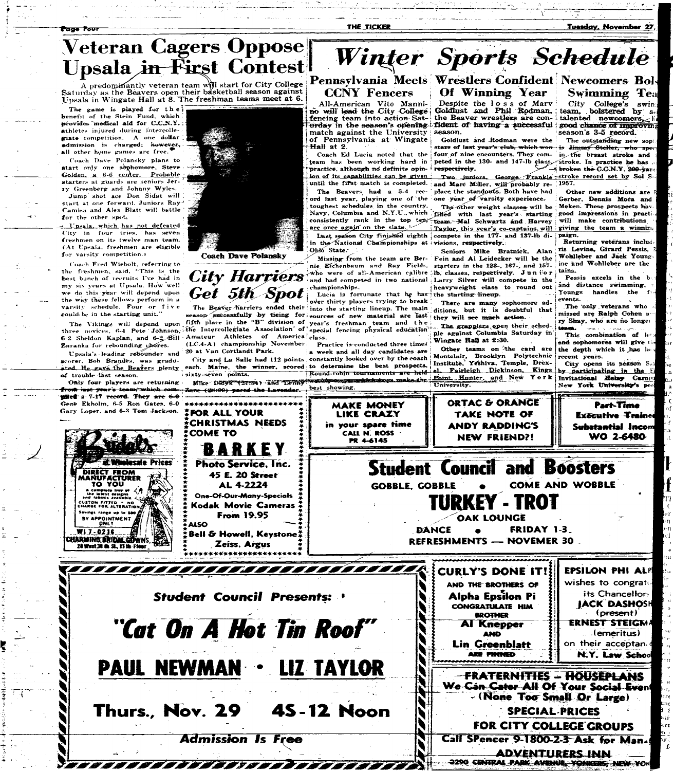# Veteran Cagers Oppose Upsala in First Contest

A predominantly veteran team will start for City College Saturday as the Beavers open their basketball season against Upsala in Wingate Hall at 8. The freshman teams meet at 6.

The game is played for the benefit of the Stein Fund, which provides medical aid for C.C.N.Y. athletes injured during intercollegiate competition. A one dollar admission is charged; however, all other home games are free.

Coach Dave Polansky plans to start only one sophomore, Steve Golden, a 6-6 center. Probable starters at guards are seniors Jerry Greenberg and Johnny Wyles. Jump shot ace Don Sidat will start at one forward. Juniors Ray Camisa and Alex Blatt will battle for the other spot.

Upsala, which has not defeated City in four tries, has seven freshmen on its twelve man team. (At Upsala, freshmen are eligible for varsity competition.)

Coach Fred Wiebolt, referring to the freshmen, said, "This is the best bunch of recruits I've had in my six years at Upsala. How well we do this year will depend upon the way these fellows perform in a varsity schedule. Four or five could be in the starting unit."

The Vikings will depend upon three novices, 6-4 Pete Johnson, 6-2 Sheldon Kaplan, and 6-2 Bill Zaranka for rebounding chores.

Upsala's leading rebounder and scorer, Bob Brandes, was graduated. He gave the Beavers plenty of trouble last season.

Only four players are returning from last year's team, which compiled a 7-17 record. They are 6-0 Gene Ekholm, 6-5 Ron Gates, 6-0 Gary Loper, and 6-3 Tom Jackson.

Coach Dave Polansky

## City Harriers Get 5th Spot

The Beaver harriers ended their season successfully by tieing for fifth place in the "B" division of the Intercollegiate Association of Amateur Athletes of America (I.C.4-A) championship November 20 at Van Cortlandt Park.

City and La Salle had 112 points each. Maine, the winner, scored sixty-seven points.

Mike Didyk (27:34) and Lenny Zane (28:00) paced the Lavender.

# Winter Sports Schedule

## Pennsylvania Meets CCNY Fencers

All-American Vito Mannino will lead the City College fencing team into action Saturday in the season's opening match against the University of Pennsylvania at Wingate Hall at 2.

Coach Ed Lucia noted that the team has been working hard in practice, although no definite opinion of its capabilities can be given until the first match is completed.

The Beavers had a 5-4 record last year, playing one of the toughest schedules in the country. Navy, Columbia and N.Y.U., which consistently rank in the top ten, are once again on the slate.

Last season City finished eighth in the National Championships at Ohio State.

Missing from the team are Bernie Eichenbaum and Ray Fields, who were of all-American calibre and had competed in two national championships.

Lucia is fortunate that he has over thirty players trying to break into the starting lineup. The main sources of new material are last year's freshman team and the special fencing physical education class.

Practice is conducted three times a week and all day candidates are constantly looked over by the coach to determine the best prospects. Round-robin tournaments are held weekly and the high men make the best showing.

## Wrestlers Confident Of Winning Year

Despite the loss of Marv Goldlust and Phil Rodman, the Beaver wrestlers are confident of having a successful season.

Goldlust and Rodman were the stars of last year's club, which won four of nine encounters. They competed in the 130- and 147-lb class, respectively.

Two juniors, George Frankle and Marc Miller, will probably replace the standouts. Both have had one year of varsity experience.

The other weight classes will be filled with last year's starting team. Mal Schwartz and Harvey Taylor, this year's co-captains, will compete in the 177- and 137-lb divisions, respectively.

Seniors Mike Bratnick, Alan Fein and Al Leidecker will be the starters in the 123-, 167-, and 157-lb. classes, respectively. Junior Larry Silver will compete in the heavyweight class to round out the starting lineup.

There are many sophomore additions, but it is doubtful that they will see much action.

The grapplers open their schedule against Columbia Saturday in Wingate Hall at 2:30.

Other teams on the card are Montclair, Brooklyn Polytechnic Institute, Yeshiva, Temple, Drexel, Fairleigh Dickinson, Kings Point, Hunter, and New York University.

## Newcomers Bol... Swimming Tea...

City College's swim... team, bolstered by s... talented newcomers, ... good chance of improving... season's 3-5 record.

The outstanding new sop... is Jimmy Steller, who spe... in the breast stroke and ... stroke. In practice he has ... broken the C.C.N.Y. 200-yar... stroke record set by Sol S... 1957.

Other new additions are ... Gerber, Dennis Mora and ... Meken. These prospects hav... good impressions in practi... will make contributions ... giving the team a winnin... paign.

Returning veterans includ... ris Levine, Girard Pessis, ... Wohlleber and Jack Young... ine and Wohlleber are the ... tains.

Pessis excels in the b... and distance swimming, ... Youngs handles the f... events.

The only veterans who ... missed are Ralph Cohen a... ry Shay, who are no longe... team.

This combination of le... and sophomores will give t... the depth which it has la... recent years.

City opens its season S... by participating in the F... Invitational Relay Carniv... New York University's poo...

---

MAKE MONEY LIKE CRAZY in your spare time CALL N. ROSS PR 4-6145

ORTAC & ORANGE TAKE NOTE OF ANDY RADDING'S NEW FRIEND?!

Part-Time Executive Trainee Substantial Incom... WO 2-6480

---

Bridals at Wholesale Prices — DIRECT FROM MANUFACTURER TO YOU — A complete line of the latest designs and fabrics available. CUSTOM FITTED • NO CHARGE FOR ALTERATION. Savings range up to $80. BY APPOINTMENT ONLY — WI 7-0216 — CHARMING BRIDAL GOWNS, 28 West 38 th St., 11 th Floor

FOR ALL YOUR CHRISTMAS NEEDS COME TO **BARKEY** Photo Service, Inc. 45 E. 20 Street AL 4-2224 — One-Of-Our-Many-Specials: Kodak Movie Cameras From 19.95 — ALSO Bell & Howell, Keystone, Zeiss, Argus

**Student Council and Boosters** — GOBBLE, GOBBLE • COME AND WOBBLE — **TURKEY - TROT** — OAK LOUNGE — DANCE • FRIDAY 1-3 — REFRESHMENTS — NOVEMER 30

---

Student Council Presents:

**"Cat On A Hot Tin Roof"**

**PAUL NEWMAN • LIZ TAYLOR**

**Thurs., Nov. 29 — 4S-12 Noon**

Admission Is Free

---

CURLY'S DONE IT! AND THE BROTHERS OF Alpha Epsilon Pi CONGRATULATE HIM BROTHER Al Knepper AND Lin Greenblatt ARE PINNED

EPSILON PHI ALP... wishes to congrat... its Chancellors JACK DASHOSH (present) ERNEST STEIGM... (emeritus) on their acceptan... N.Y. Law School

FRATERNITIES — HOUSEPLANS — We Can Cater All Of Your Social Event... (None Too Small Or Large) — SPECIAL PRICES FOR CITY COLLEGE GROUPS — Call SPencer 9-1800-2-3 Ask for Man... — ADVENTURERS INN — 2290 CENTRAL PARK AVENUE, YONKERS, NEW YOR...